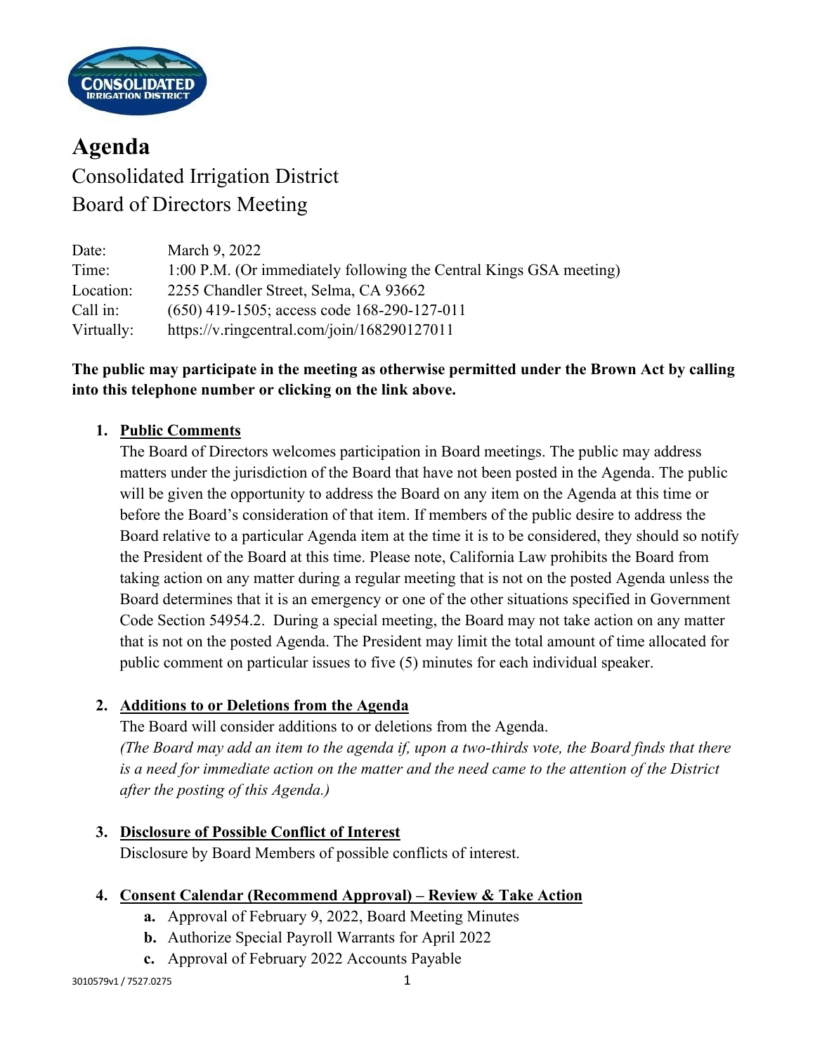# Agenda

Consolidated Irrigation District
Board of Directors Meeting

| | |
|---|---|
| Date: | March 9, 2022 |
| Time: | 1:00 P.M. (Or immediately following the Central Kings GSA meeting) |
| Location: | 2255 Chandler Street, Selma, CA 93662 |
| Call in: | (650) 419-1505; access code 168-290-127-011 |
| Virtually: | https://v.ringcentral.com/join/168290127011 |

**The public may participate in the meeting as otherwise permitted under the Brown Act by calling into this telephone number or clicking on the link above.**

1. **Public Comments**
   The Board of Directors welcomes participation in Board meetings. The public may address matters under the jurisdiction of the Board that have not been posted in the Agenda. The public will be given the opportunity to address the Board on any item on the Agenda at this time or before the Board's consideration of that item. If members of the public desire to address the Board relative to a particular Agenda item at the time it is to be considered, they should so notify the President of the Board at this time. Please note, California Law prohibits the Board from taking action on any matter during a regular meeting that is not on the posted Agenda unless the Board determines that it is an emergency or one of the other situations specified in Government Code Section 54954.2. During a special meeting, the Board may not take action on any matter that is not on the posted Agenda. The President may limit the total amount of time allocated for public comment on particular issues to five (5) minutes for each individual speaker.

2. **Additions to or Deletions from the Agenda**
   The Board will consider additions to or deletions from the Agenda.
   *(The Board may add an item to the agenda if, upon a two-thirds vote, the Board finds that there is a need for immediate action on the matter and the need came to the attention of the District after the posting of this Agenda.)*

3. **Disclosure of Possible Conflict of Interest**
   Disclosure by Board Members of possible conflicts of interest.

4. **Consent Calendar (Recommend Approval) – Review & Take Action**
   - **a.** Approval of February 9, 2022, Board Meeting Minutes
   - **b.** Authorize Special Payroll Warrants for April 2022
   - **c.** Approval of February 2022 Accounts Payable

3010579v1 / 7527.0275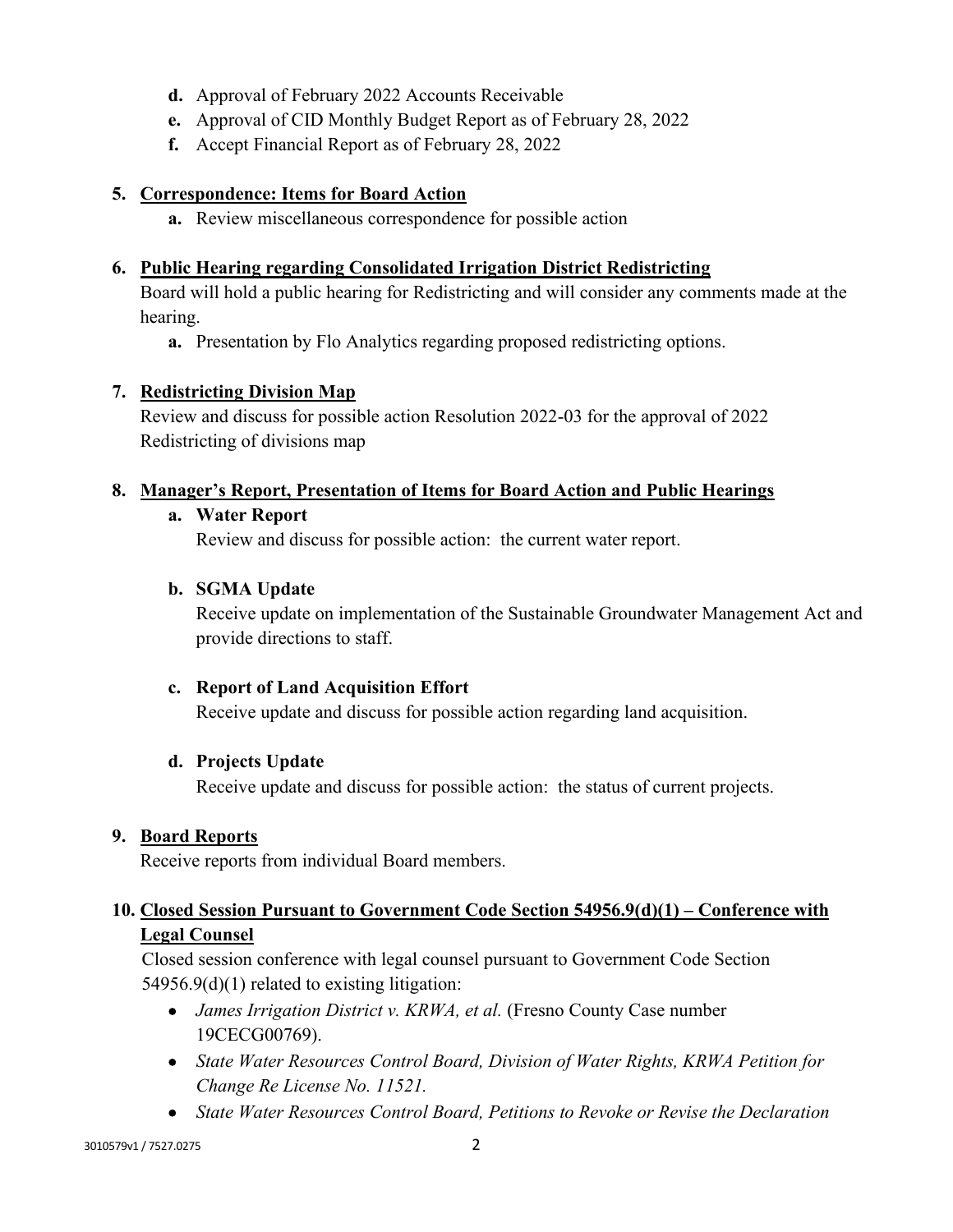- **d.** Approval of February 2022 Accounts Receivable
   - **e.** Approval of CID Monthly Budget Report as of February 28, 2022
   - **f.** Accept Financial Report as of February 28, 2022

5. **Correspondence: Items for Board Action**
   - **a.** Review miscellaneous correspondence for possible action

6. **Public Hearing regarding Consolidated Irrigation District Redistricting**

   Board will hold a public hearing for Redistricting and will consider any comments made at the hearing.
   - **a.** Presentation by Flo Analytics regarding proposed redistricting options.

7. **Redistricting Division Map**

   Review and discuss for possible action Resolution 2022-03 for the approval of 2022 Redistricting of divisions map

8. **Manager's Report, Presentation of Items for Board Action and Public Hearings**
   - **a. Water Report**

     Review and discuss for possible action: the current water report.

   - **b. SGMA Update**

     Receive update on implementation of the Sustainable Groundwater Management Act and provide directions to staff.

   - **c. Report of Land Acquisition Effort**

     Receive update and discuss for possible action regarding land acquisition.

   - **d. Projects Update**

     Receive update and discuss for possible action: the status of current projects.

9. **Board Reports**

   Receive reports from individual Board members.

10. **Closed Session Pursuant to Government Code Section 54956.9(d)(1) – Conference with Legal Counsel**

    Closed session conference with legal counsel pursuant to Government Code Section 54956.9(d)(1) related to existing litigation:
    - *James Irrigation District v. KRWA, et al.* (Fresno County Case number 19CECG00769).
    - *State Water Resources Control Board, Division of Water Rights, KRWA Petition for Change Re License No. 11521.*
    - *State Water Resources Control Board, Petitions to Revoke or Revise the Declaration*

3010579v1 / 7527.0275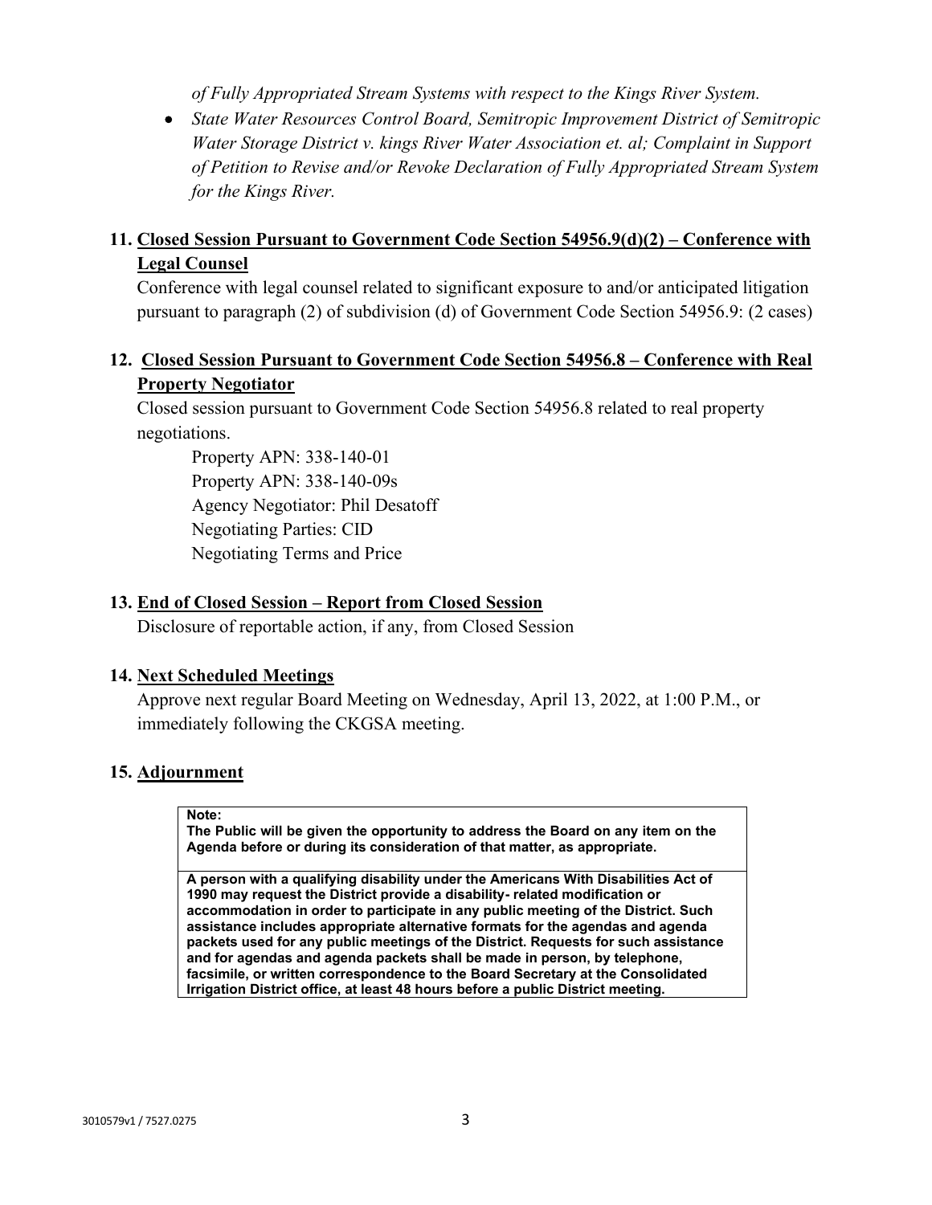*of Fully Appropriated Stream Systems with respect to the Kings River System.*

- *State Water Resources Control Board, Semitropic Improvement District of Semitropic Water Storage District v. kings River Water Association et. al; Complaint in Support of Petition to Revise and/or Revoke Declaration of Fully Appropriated Stream System for the Kings River.*

**11. <u>Closed Session Pursuant to Government Code Section 54956.9(d)(2) – Conference with Legal Counsel</u>**

Conference with legal counsel related to significant exposure to and/or anticipated litigation pursuant to paragraph (2) of subdivision (d) of Government Code Section 54956.9: (2 cases)

**12. <u>Closed Session Pursuant to Government Code Section 54956.8 – Conference with Real Property Negotiator</u>**

Closed session pursuant to Government Code Section 54956.8 related to real property negotiations.

Property APN: 338-140-01
Property APN: 338-140-09s
Agency Negotiator: Phil Desatoff
Negotiating Parties: CID
Negotiating Terms and Price

**13. <u>End of Closed Session – Report from Closed Session</u>**

Disclosure of reportable action, if any, from Closed Session

**14. <u>Next Scheduled Meetings</u>**

Approve next regular Board Meeting on Wednesday, April 13, 2022, at 1:00 P.M., or immediately following the CKGSA meeting.

**15. <u>Adjournment</u>**

| |
|---|
| **Note:** **The Public will be given the opportunity to address the Board on any item on the Agenda before or during its consideration of that matter, as appropriate.** |
| **A person with a qualifying disability under the Americans With Disabilities Act of 1990 may request the District provide a disability- related modification or accommodation in order to participate in any public meeting of the District. Such assistance includes appropriate alternative formats for the agendas and agenda packets used for any public meetings of the District. Requests for such assistance and for agendas and agenda packets shall be made in person, by telephone, facsimile, or written correspondence to the Board Secretary at the Consolidated Irrigation District office, at least 48 hours before a public District meeting.** |

3010579v1 / 7527.0275